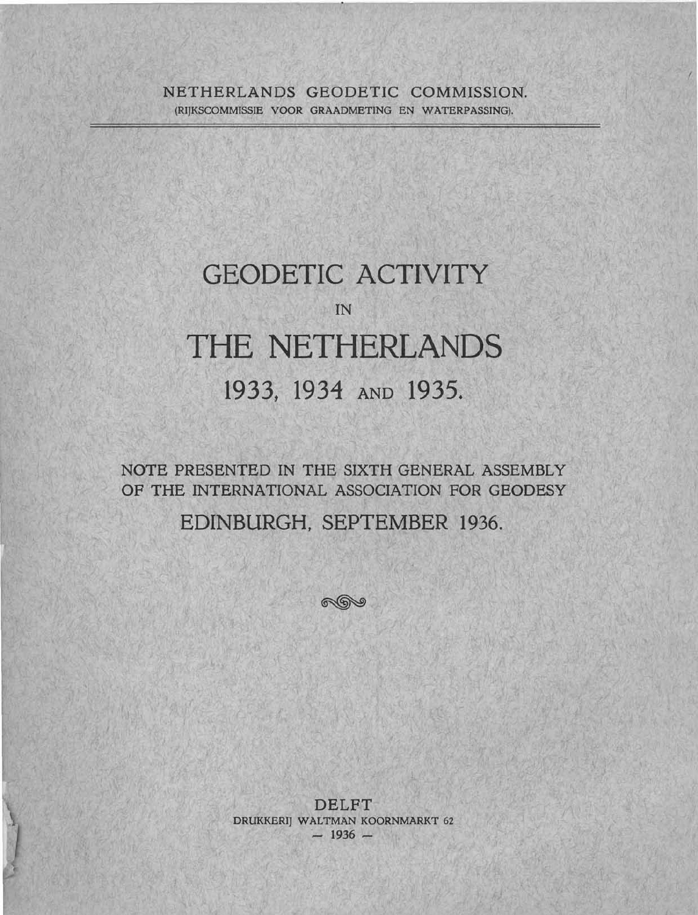NETHERLANDS GEODETIC COMMISSION.
(RIJKSCOMMISSIE VOOR GRAADMETING EN WATERPASSING).

# GEODETIC ACTIVITY
IN
# THE NETHERLANDS
## 1933, 1934 AND 1935.

NOTE PRESENTED IN THE SIXTH GENERAL ASSEMBLY OF THE INTERNATIONAL ASSOCIATION FOR GEODESY

EDINBURGH, SEPTEMBER 1936.

DELFT
DRUKKERIJ WALTMAN KOORNMARKT 62
— 1936 —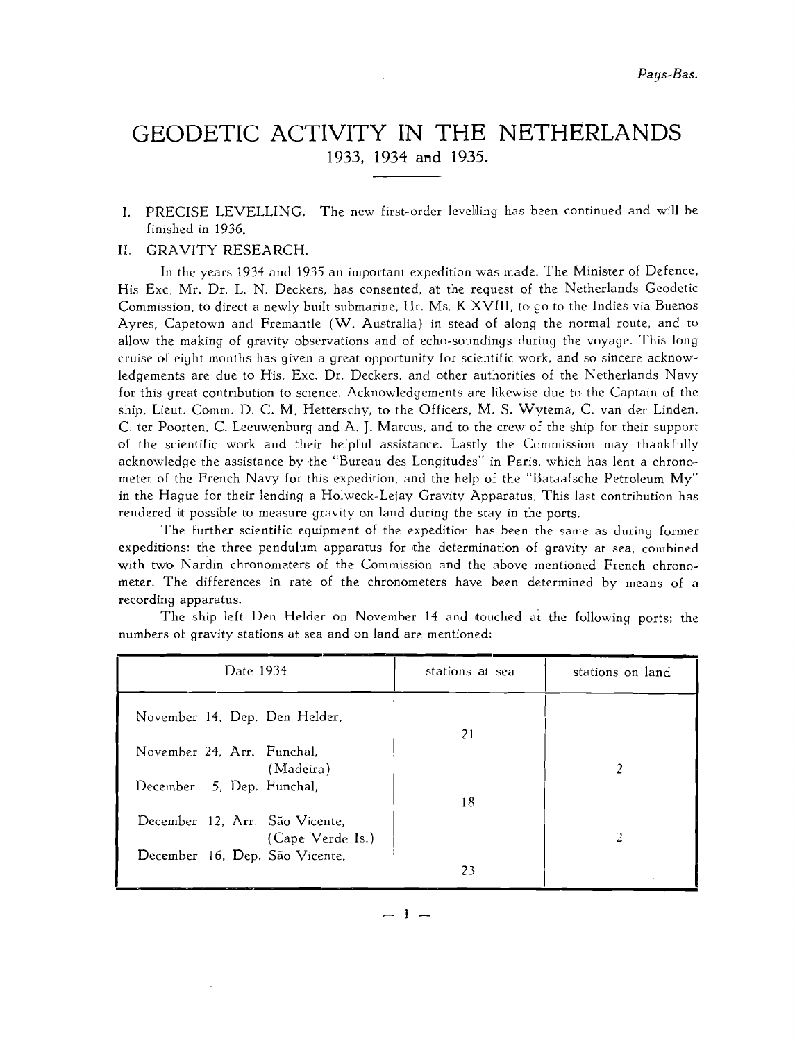# GEODETIC ACTIVITY IN THE NETHERLANDS
1933, 1934 and 1935.

I. PRECISE LEVELLING. The new first-order levelling has been continued and will be finished in 1936.

II. GRAVITY RESEARCH.

In the years 1934 and 1935 an important expedition was made. The Minister of Defence, His Exc. Mr. Dr. L. N. Deckers, has consented, at the request of the Netherlands Geodetic Commission, to direct a newly built submarine, Hr. Ms. K XVIII, to go to the Indies via Buenos Ayres, Capetown and Fremantle (W. Australia) in stead of along the normal route, and to allow the making of gravity observations and of echo-soundings during the voyage. This long cruise of eight months has given a great opportunity for scientific work, and so sincere acknowledgements are due to His. Exc. Dr. Deckers, and other authorities of the Netherlands Navy for this great contribution to science. Acknowledgements are likewise due to the Captain of the ship, Lieut. Comm. D. C. M. Hetterschy, to the Officers, M. S. Wytema, C. van der Linden, C. ter Poorten, C. Leeuwenburg and A. J. Marcus, and to the crew of the ship for their support of the scientific work and their helpful assistance. Lastly the Commission may thankfully acknowledge the assistance by the "Bureau des Longitudes" in Paris, which has lent a chronometer of the French Navy for this expedition, and the help of the "Bataafsche Petroleum My" in the Hague for their lending a Holweck-Lejay Gravity Apparatus. This last contribution has rendered it possible to measure gravity on land during the stay in the ports.

The further scientific equipment of the expedition has been the same as during former expeditions: the three pendulum apparatus for the determination of gravity at sea, combined with two Nardin chronometers of the Commission and the above mentioned French chronometer. The differences in rate of the chronometers have been determined by means of a recording apparatus.

The ship left Den Helder on November 14 and touched at the following ports; the numbers of gravity stations at sea and on land are mentioned:

| Date 1934 | stations at sea | stations on land |
|---|---|---|
| November 14, Dep. Den Helder, | | |
| | 21 | |
| November 24, Arr. Funchal, (Madeira) | | 2 |
| December 5, Dep. Funchal, | | |
| | 18 | |
| December 12, Arr. São Vicente, (Cape Verde Is.) | | 2 |
| December 16, Dep. São Vicente, | | |
| | 23 | |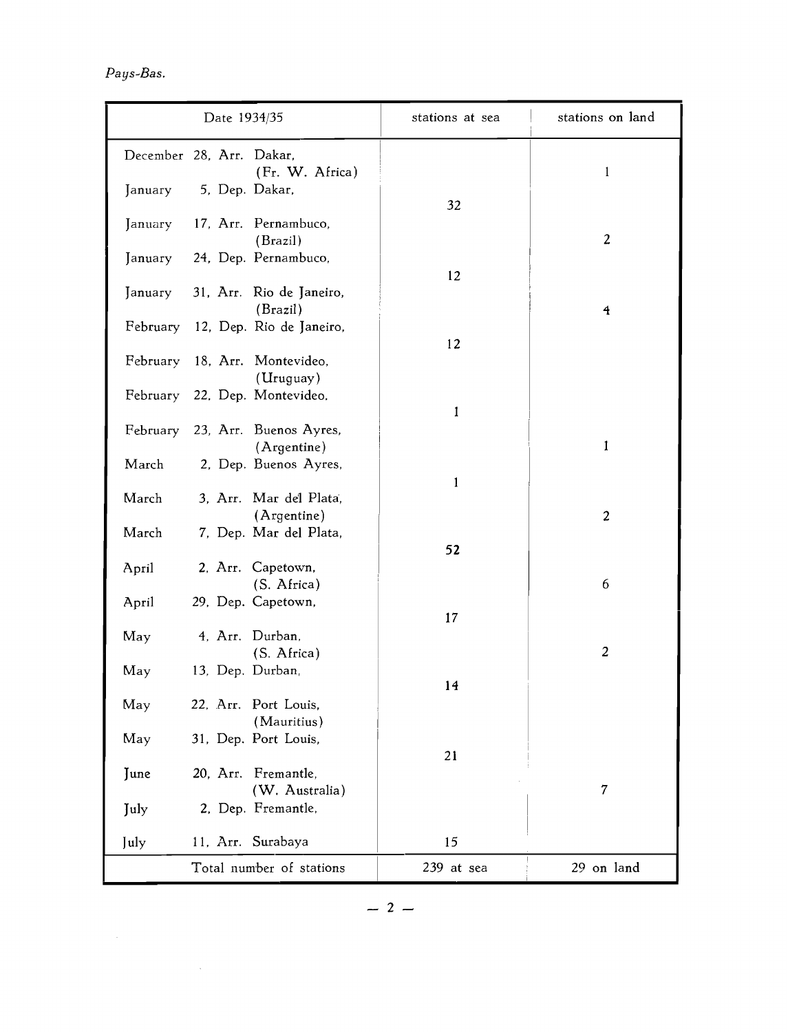*Pays-Bas.*

| Date 1934/35 | stations at sea | stations on land |
|---|---|---|
| December 28, Arr. Dakar, (Fr. W. Africa) | | 1 |
| January 5, Dep. Dakar, | 32 | |
| January 17, Arr. Pernambuco, (Brazil) | | 2 |
| January 24, Dep. Pernambuco, | 12 | |
| January 31, Arr. Rio de Janeiro, (Brazil) | | 4 |
| February 12, Dep. Rio de Janeiro, | 12 | |
| February 18, Arr. Montevideo, (Uruguay) | | |
| February 22, Dep. Montevideo, | 1 | |
| February 23, Arr. Buenos Ayres, (Argentine) | | 1 |
| March 2, Dep. Buenos Ayres, | 1 | |
| March 3, Arr. Mar del Plata, (Argentine) | | 2 |
| March 7, Dep. Mar del Plata, | 52 | |
| April 2, Arr. Capetown, (S. Africa) | | 6 |
| April 29, Dep. Capetown, | 17 | |
| May 4, Arr. Durban, (S. Africa) | | 2 |
| May 13, Dep. Durban, | 14 | |
| May 22, Arr. Port Louis, (Mauritius) | | |
| May 31, Dep. Port Louis, | 21 | |
| June 20, Arr. Fremantle, (W. Australia) | | 7 |
| July 2, Dep. Fremantle, | | |
| July 11, Arr. Surabaya | 15 | |
| Total number of stations | 239 at sea | 29 on land |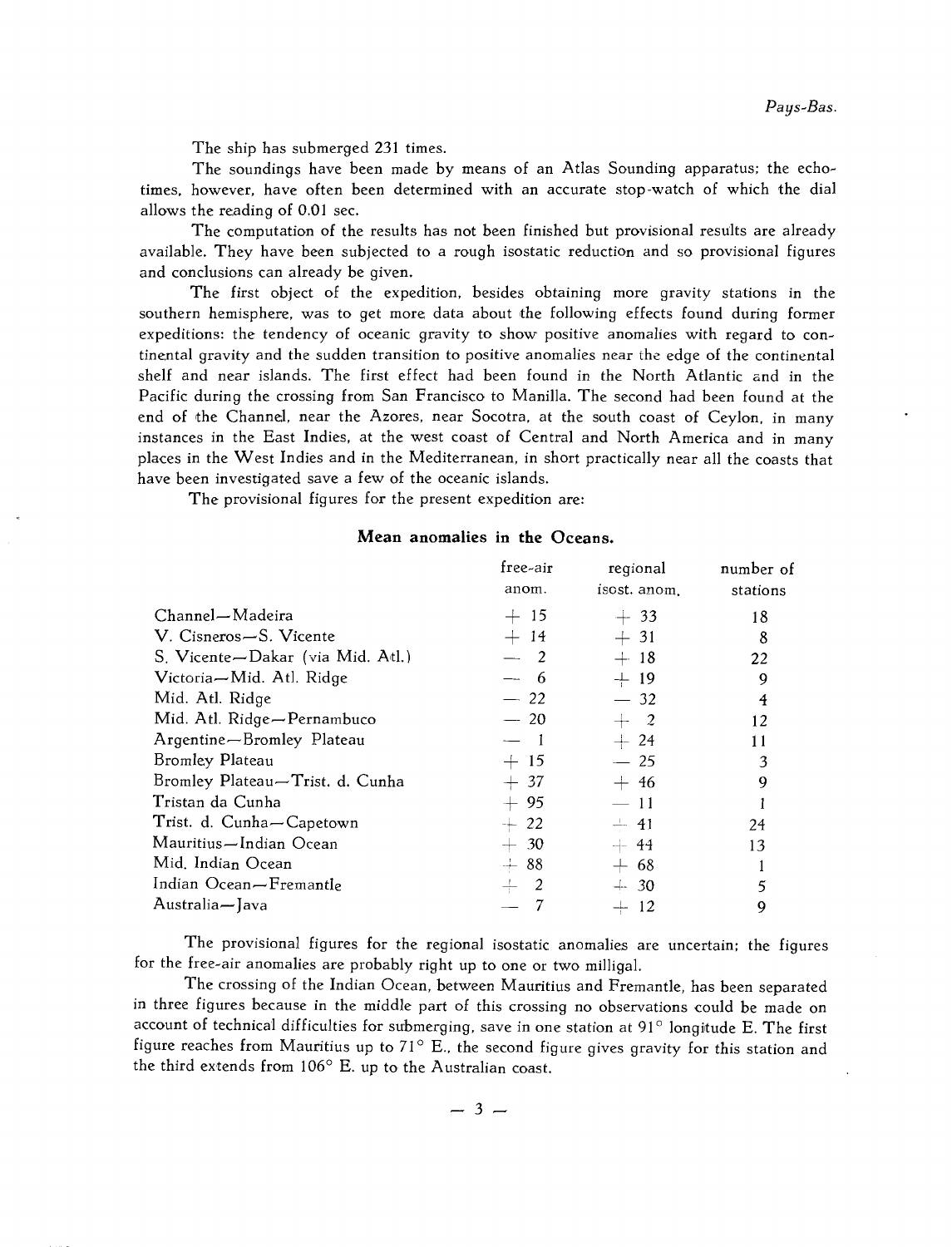The ship has submerged 231 times.

The soundings have been made by means of an Atlas Sounding apparatus; the echo-times, however, have often been determined with an accurate stop-watch of which the dial allows the reading of 0.01 sec.

The computation of the results has not been finished but provisional results are already available. They have been subjected to a rough isostatic reduction and so provisional figures and conclusions can already be given.

The first object of the expedition, besides obtaining more gravity stations in the southern hemisphere, was to get more data about the following effects found during former expeditions: the tendency of oceanic gravity to show positive anomalies with regard to continental gravity and the sudden transition to positive anomalies near the edge of the continental shelf and near islands. The first effect had been found in the North Atlantic and in the Pacific during the crossing from San Francisco to Manilla. The second had been found at the end of the Channel, near the Azores, near Socotra, at the south coast of Ceylon, in many instances in the East Indies, at the west coast of Central and North America and in many places in the West Indies and in the Mediterranean, in short practically near all the coasts that have been investigated save a few of the oceanic islands.

The provisional figures for the present expedition are:

**Mean anomalies in the Oceans.**

| | free-air anom. | regional isost. anom. | number of stations |
|---|---|---|---|
| Channel—Madeira | + 15 | + 33 | 18 |
| V. Cisneros—S. Vicente | + 14 | + 31 | 8 |
| S. Vicente—Dakar (via Mid. Atl.) | — 2 | + 18 | 22 |
| Victoria—Mid. Atl. Ridge | — 6 | + 19 | 9 |
| Mid. Atl. Ridge | — 22 | — 32 | 4 |
| Mid. Atl. Ridge—Pernambuco | — 20 | + 2 | 12 |
| Argentine—Bromley Plateau | — 1 | + 24 | 11 |
| Bromley Plateau | + 15 | — 25 | 3 |
| Bromley Plateau—Trist. d. Cunha | + 37 | + 46 | 9 |
| Tristan da Cunha | + 95 | — 11 | 1 |
| Trist. d. Cunha—Capetown | + 22 | + 41 | 24 |
| Mauritius—Indian Ocean | + 30 | + 44 | 13 |
| Mid. Indian Ocean | + 88 | + 68 | 1 |
| Indian Ocean—Fremantle | + 2 | + 30 | 5 |
| Australia—Java | — 7 | + 12 | 9 |

The provisional figures for the regional isostatic anomalies are uncertain; the figures for the free-air anomalies are probably right up to one or two milligal.

The crossing of the Indian Ocean, between Mauritius and Fremantle, has been separated in three figures because in the middle part of this crossing no observations could be made on account of technical difficulties for submerging, save in one station at 91° longitude E. The first figure reaches from Mauritius up to 71° E., the second figure gives gravity for this station and the third extends from 106° E. up to the Australian coast.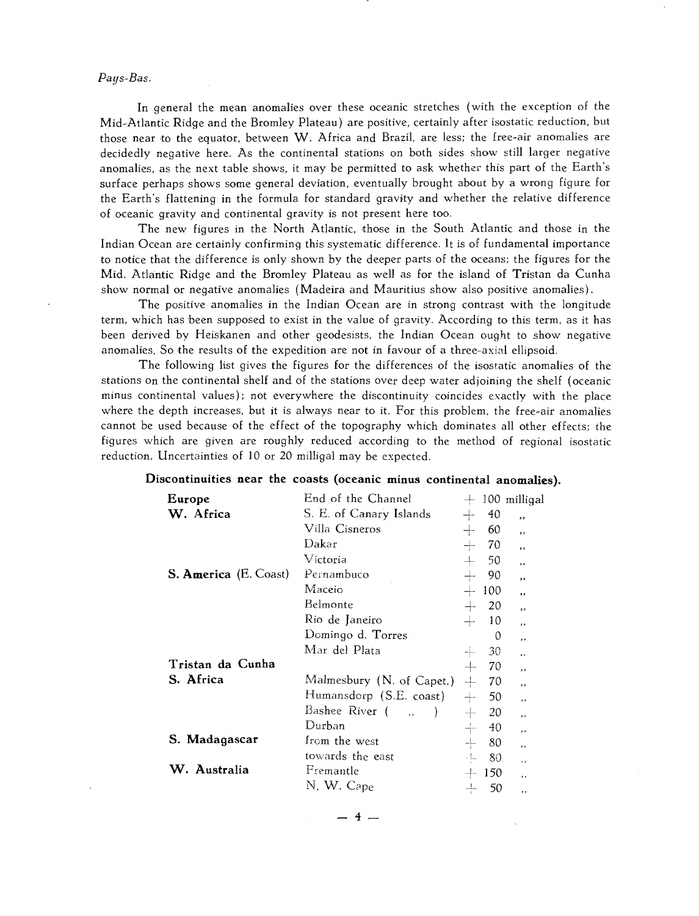*Pays-Bas.*

In general the mean anomalies over these oceanic stretches (with the exception of the Mid-Atlantic Ridge and the Bromley Plateau) are positive, certainly after isostatic reduction, but those near to the equator, between W. Africa and Brazil, are less; the free-air anomalies are decidedly negative here. As the continental stations on both sides show still larger negative anomalies, as the next table shows, it may be permitted to ask whether this part of the Earth's surface perhaps shows some general deviation, eventually brought about by a wrong figure for the Earth's flattening in the formula for standard gravity and whether the relative difference of oceanic gravity and continental gravity is not present here too.

The new figures in the North Atlantic, those in the South Atlantic and those in the Indian Ocean are certainly confirming this systematic difference. It is of fundamental importance to notice that the difference is only shown by the deeper parts of the oceans; the figures for the Mid. Atlantic Ridge and the Bromley Plateau as well as for the island of Tristan da Cunha show normal or negative anomalies (Madeira and Mauritius show also positive anomalies).

The positive anomalies in the Indian Ocean are in strong contrast with the longitude term, which has been supposed to exist in the value of gravity. According to this term, as it has been derived by Heiskanen and other geodesists, the Indian Ocean ought to show negative anomalies. So the results of the expedition are not in favour of a three-axial ellipsoid.

The following list gives the figures for the differences of the isostatic anomalies of the stations on the continental shelf and of the stations over deep water adjoining the shelf (oceanic minus continental values); not everywhere the discontinuity coincides exactly with the place where the depth increases, but it is always near to it. For this problem, the free-air anomalies cannot be used because of the effect of the topography which dominates all other effects; the figures which are given are roughly reduced according to the method of regional isostatic reduction. Uncertainties of 10 or 20 milligal may be expected.

**Discontinuities near the coasts (oceanic minus continental anomalies).**

| | | |
|---|---|---|
| **Europe** | End of the Channel | + 100 milligal |
| **W. Africa** | S. E. of Canary Islands | + 40 ,, |
| | Villa Cisneros | + 60 ,, |
| | Dakar | + 70 ,, |
| | Victoria | + 50 ,, |
| **S. America** (E. Coast) | Pernambuco | + 90 ,, |
| | Maceio | + 100 ,, |
| | Belmonte | + 20 ,, |
| | Rio de Janeiro | + 10 ,, |
| | Domingo d. Torres | 0 ,, |
| | Mar del Plata | + 30 ,, |
| **Tristan da Cunha** | | + 70 ,, |
| **S. Africa** | Malmesbury (N. of Capet.) | + 70 ,, |
| | Humansdorp (S.E. coast) | + 50 ,, |
| | Bashee River ( ,, ) | + 20 ,, |
| | Durban | + 40 ,, |
| **S. Madagascar** | from the west | + 80 ,, |
| | towards the east | + 80 ,, |
| **W. Australia** | Fremantle | + 150 ,, |
| | N. W. Cape | + 50 ,, |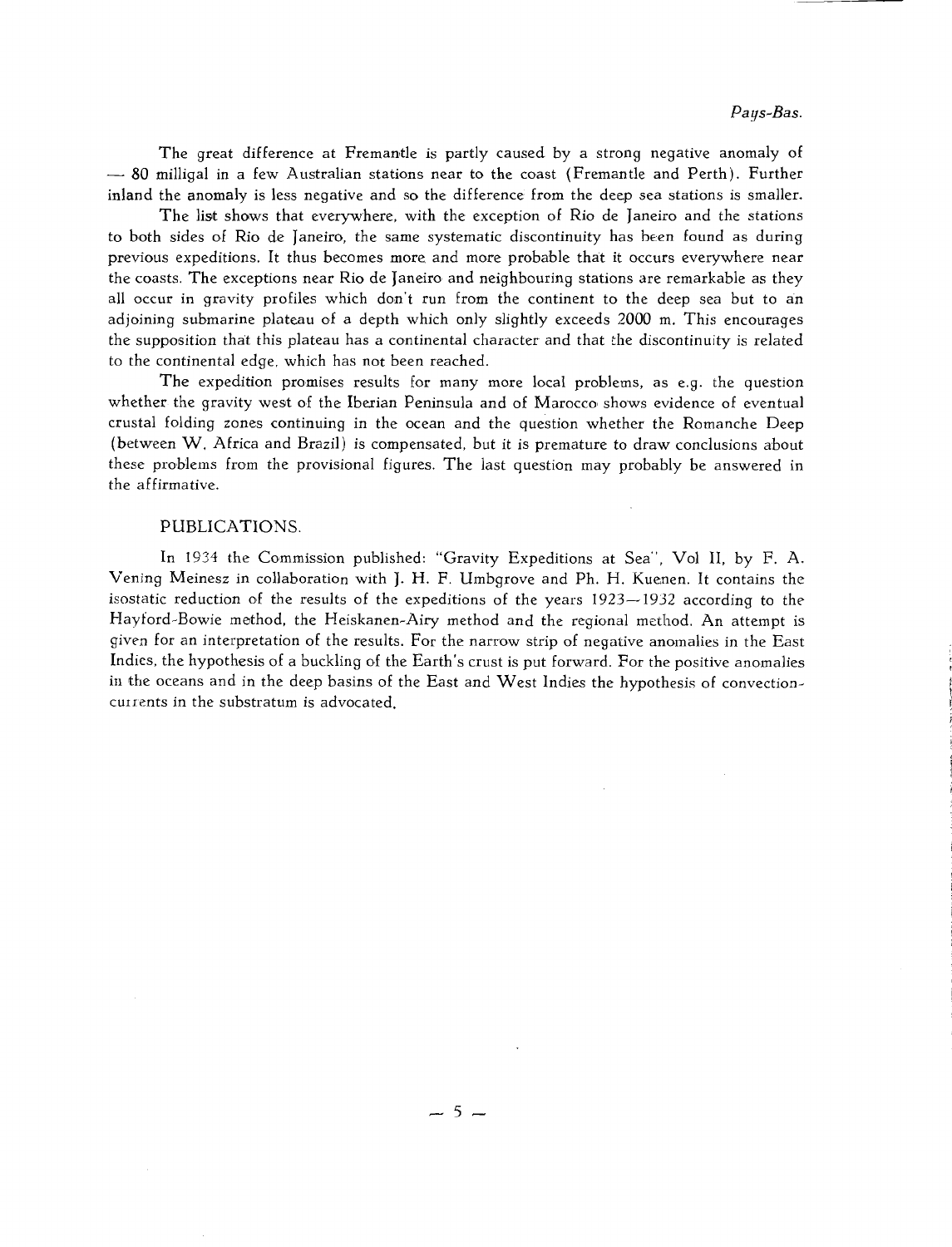The great difference at Fremantle is partly caused by a strong negative anomaly of — 80 milligal in a few Australian stations near to the coast (Fremantle and Perth). Further inland the anomaly is less negative and so the difference from the deep sea stations is smaller.

The list shows that everywhere, with the exception of Rio de Janeiro and the stations to both sides of Rio de Janeiro, the same systematic discontinuity has been found as during previous expeditions. It thus becomes more and more probable that it occurs everywhere near the coasts. The exceptions near Rio de Janeiro and neighbouring stations are remarkable as they all occur in gravity profiles which don't run from the continent to the deep sea but to an adjoining submarine plateau of a depth which only slightly exceeds 2000 m. This encourages the supposition that this plateau has a continental character and that the discontinuity is related to the continental edge, which has not been reached.

The expedition promises results for many more local problems, as e.g. the question whether the gravity west of the Iberian Peninsula and of Marocco shows evidence of eventual crustal folding zones continuing in the ocean and the question whether the Romanche Deep (between W. Africa and Brazil) is compensated, but it is premature to draw conclusions about these problems from the provisional figures. The last question may probably be answered in the affirmative.

## PUBLICATIONS.

In 1934 the Commission published: "Gravity Expeditions at Sea", Vol II, by F. A. Vening Meinesz in collaboration with J. H. F. Umbgrove and Ph. H. Kuenen. It contains the isostatic reduction of the results of the expeditions of the years 1923—1932 according to the Hayford-Bowie method, the Heiskanen-Airy method and the regional method. An attempt is given for an interpretation of the results. For the narrow strip of negative anomalies in the East Indies, the hypothesis of a buckling of the Earth's crust is put forward. For the positive anomalies in the oceans and in the deep basins of the East and West Indies the hypothesis of convection-currents in the substratum is advocated.